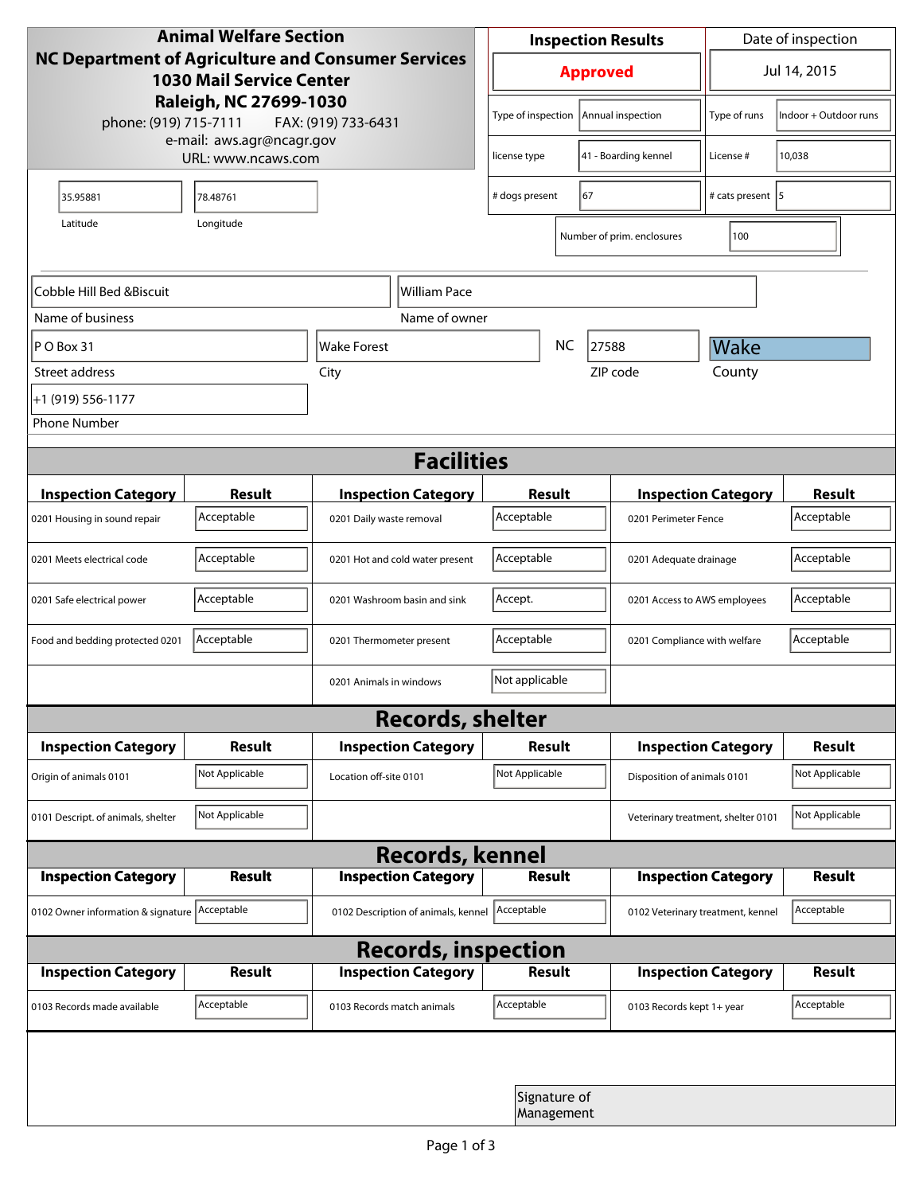# Animal Welfare Section

**NC Department of Agriculture and Consumer Services**
**1030 Mail Service Center**
**Raleigh, NC 27699-1030**

phone: (919) 715-7111 FAX: (919) 733-6431
e-mail: aws.agr@ncagr.gov
URL: www.ncaws.com

| Inspection Results | Date of inspection |
|---|---|
| **Approved** | Jul 14, 2015 |

| | | | |
|---|---|---|---|
| Type of inspection | Annual inspection | Type of runs | Indoor + Outdoor runs |
| license type | 41 - Boarding kennel | License # | 10,038 |
| # dogs present | 67 | # cats present | 5 |
| Number of prim. enclosures | 100 | | |

| Latitude | Longitude |
|---|---|
| 35.95881 | 78.48761 |

| | |
|---|---|
| Name of business | Cobble Hill Bed &Biscuit |
| Name of owner | William Pace |
| Street address | P O Box 31 |
| City | Wake Forest |
| State | NC |
| ZIP code | 27588 |
| County | Wake |
| Phone Number | +1 (919) 556-1177 |

## Facilities

| Inspection Category | Result | Inspection Category | Result | Inspection Category | Result |
|---|---|---|---|---|---|
| 0201 Housing in sound repair | Acceptable | 0201 Daily waste removal | Acceptable | 0201 Perimeter Fence | Acceptable |
| 0201 Meets electrical code | Acceptable | 0201 Hot and cold water present | Acceptable | 0201 Adequate drainage | Acceptable |
| 0201 Safe electrical power | Acceptable | 0201 Washroom basin and sink | Accept. | 0201 Access to AWS employees | Acceptable |
| Food and bedding protected 0201 | Acceptable | 0201 Thermometer present | Acceptable | 0201 Compliance with welfare | Acceptable |
| | | 0201 Animals in windows | Not applicable | | |

## Records, shelter

| Inspection Category | Result | Inspection Category | Result | Inspection Category | Result |
|---|---|---|---|---|---|
| Origin of animals 0101 | Not Applicable | Location off-site 0101 | Not Applicable | Disposition of animals 0101 | Not Applicable |
| 0101 Descript. of animals, shelter | Not Applicable | | | Veterinary treatment, shelter 0101 | Not Applicable |

## Records, kennel

| Inspection Category | Result | Inspection Category | Result | Inspection Category | Result |
|---|---|---|---|---|---|
| 0102 Owner information & signature | Acceptable | 0102 Description of animals, kennel | Acceptable | 0102 Veterinary treatment, kennel | Acceptable |

## Records, inspection

| Inspection Category | Result | Inspection Category | Result | Inspection Category | Result |
|---|---|---|---|---|---|
| 0103 Records made available | Acceptable | 0103 Records match animals | Acceptable | 0103 Records kept 1+ year | Acceptable |

Signature of Management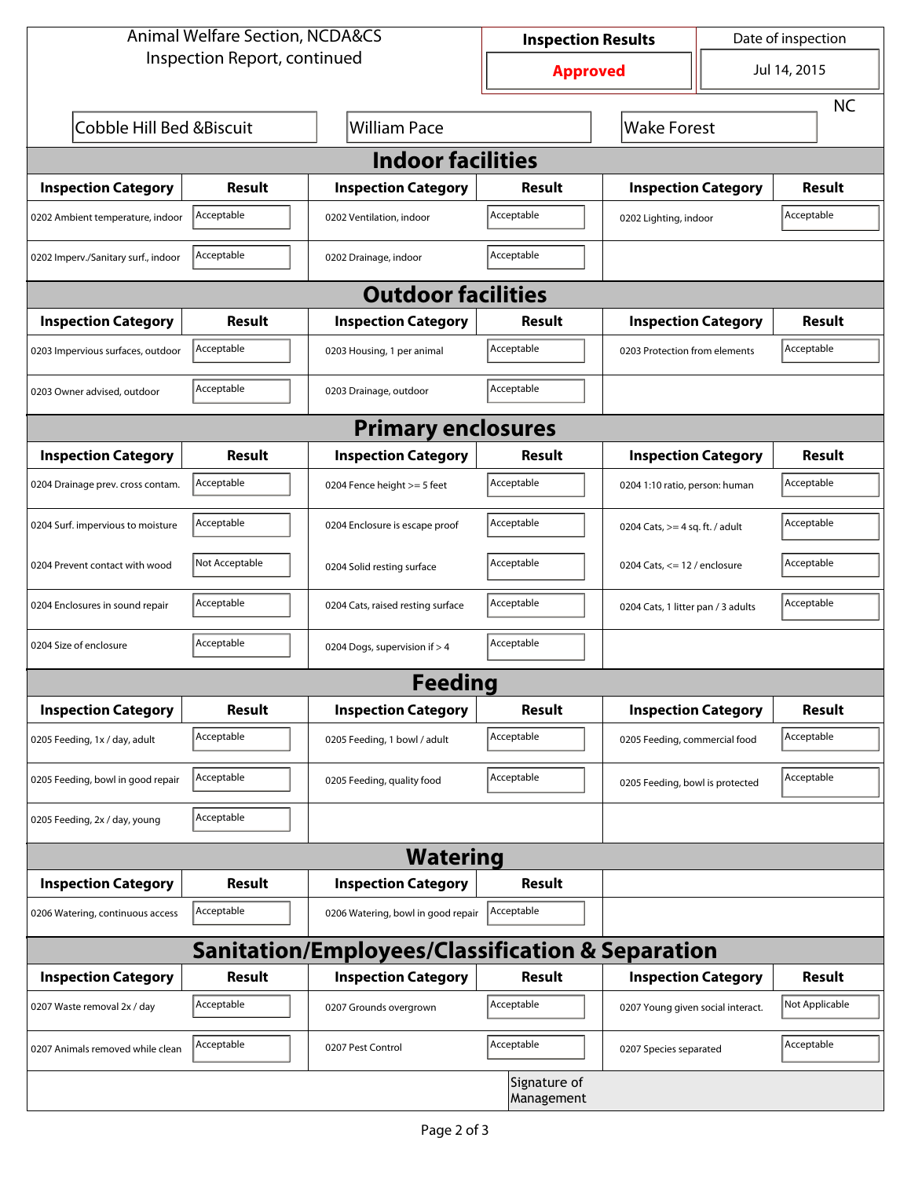Animal Welfare Section, NCDA&CS
Inspection Report, continued

| Inspection Results | Date of inspection |
|---|---|
| **Approved** | Jul 14, 2015 |

| | | | |
|---|---|---|---|
| Cobble Hill Bed &Biscuit | William Pace | Wake Forest | NC |

## Indoor facilities

| Inspection Category | Result | Inspection Category | Result | Inspection Category | Result |
|---|---|---|---|---|---|
| 0202 Ambient temperature, indoor | Acceptable | 0202 Ventilation, indoor | Acceptable | 0202 Lighting, indoor | Acceptable |
| 0202 Imperv./Sanitary surf., indoor | Acceptable | 0202 Drainage, indoor | Acceptable | | |

## Outdoor facilities

| Inspection Category | Result | Inspection Category | Result | Inspection Category | Result |
|---|---|---|---|---|---|
| 0203 Impervious surfaces, outdoor | Acceptable | 0203 Housing, 1 per animal | Acceptable | 0203 Protection from elements | Acceptable |
| 0203 Owner advised, outdoor | Acceptable | 0203 Drainage, outdoor | Acceptable | | |

## Primary enclosures

| Inspection Category | Result | Inspection Category | Result | Inspection Category | Result |
|---|---|---|---|---|---|
| 0204 Drainage prev. cross contam. | Acceptable | 0204 Fence height >= 5 feet | Acceptable | 0204 1:10 ratio, person: human | Acceptable |
| 0204 Surf. impervious to moisture | Acceptable | 0204 Enclosure is escape proof | Acceptable | 0204 Cats, >= 4 sq. ft. / adult | Acceptable |
| 0204 Prevent contact with wood | Not Acceptable | 0204 Solid resting surface | Acceptable | 0204 Cats, <= 12 / enclosure | Acceptable |
| 0204 Enclosures in sound repair | Acceptable | 0204 Cats, raised resting surface | Acceptable | 0204 Cats, 1 litter pan / 3 adults | Acceptable |
| 0204 Size of enclosure | Acceptable | 0204 Dogs, supervision if > 4 | Acceptable | | |

## Feeding

| Inspection Category | Result | Inspection Category | Result | Inspection Category | Result |
|---|---|---|---|---|---|
| 0205 Feeding, 1x / day, adult | Acceptable | 0205 Feeding, 1 bowl / adult | Acceptable | 0205 Feeding, commercial food | Acceptable |
| 0205 Feeding, bowl in good repair | Acceptable | 0205 Feeding, quality food | Acceptable | 0205 Feeding, bowl is protected | Acceptable |
| 0205 Feeding, 2x / day, young | Acceptable | | | | |

## Watering

| Inspection Category | Result | Inspection Category | Result |
|---|---|---|---|
| 0206 Watering, continuous access | Acceptable | 0206 Watering, bowl in good repair | Acceptable |

## Sanitation/Employees/Classification & Separation

| Inspection Category | Result | Inspection Category | Result | Inspection Category | Result |
|---|---|---|---|---|---|
| 0207 Waste removal 2x / day | Acceptable | 0207 Grounds overgrown | Acceptable | 0207 Young given social interact. | Not Applicable |
| 0207 Animals removed while clean | Acceptable | 0207 Pest Control | Acceptable | 0207 Species separated | Acceptable |

Signature of Management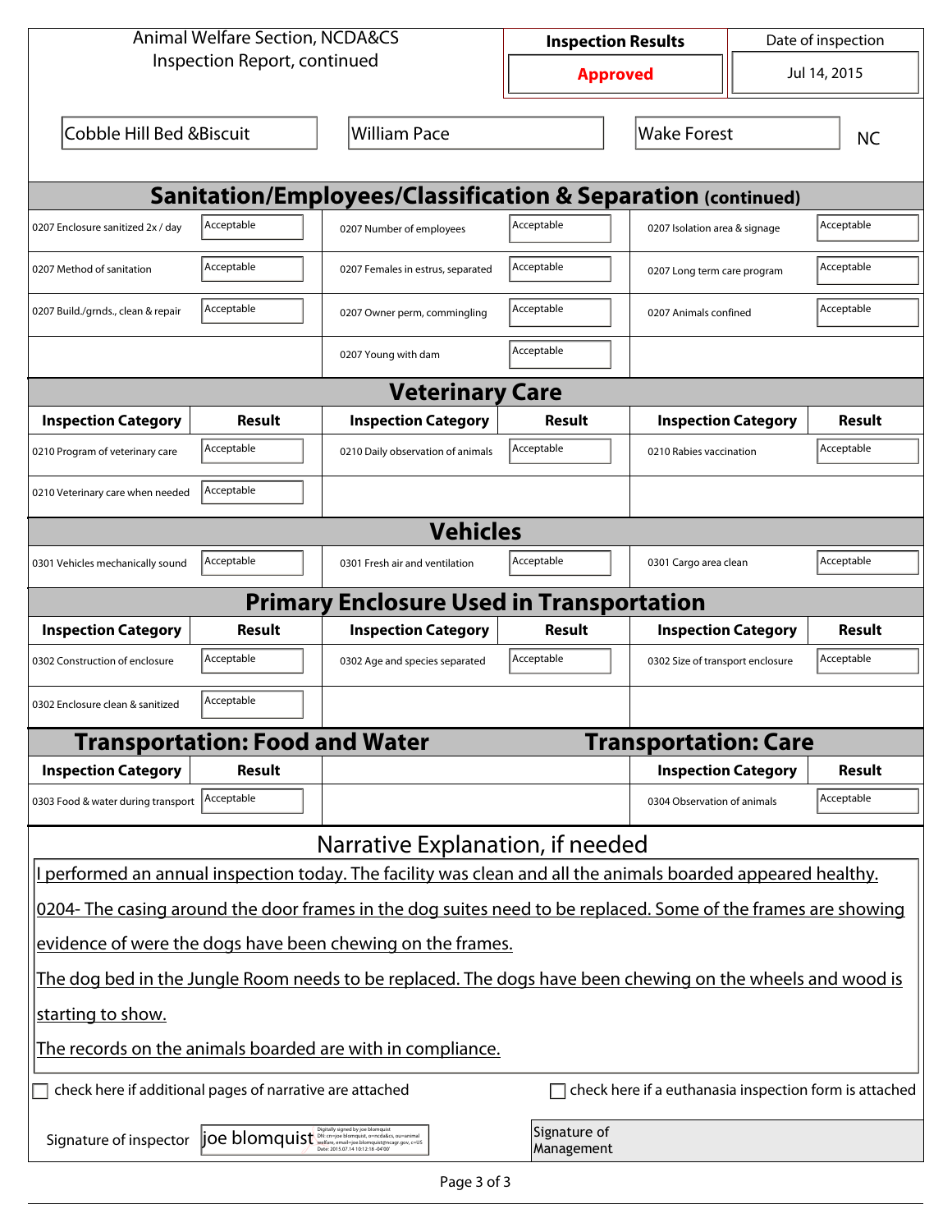Animal Welfare Section, NCDA&CS
Inspection Report, continued

| Inspection Results | Date of inspection |
| --- | --- |
| Approved | Jul 14, 2015 |

Cobble Hill Bed &Biscuit | William Pace | Wake Forest | NC

## Sanitation/Employees/Classification & Separation (continued)

| | | | | | |
| --- | --- | --- | --- | --- | --- |
| 0207 Enclosure sanitized 2x / day | Acceptable | 0207 Number of employees | Acceptable | 0207 Isolation area & signage | Acceptable |
| 0207 Method of sanitation | Acceptable | 0207 Females in estrus, separated | Acceptable | 0207 Long term care program | Acceptable |
| 0207 Build./grnds., clean & repair | Acceptable | 0207 Owner perm, commingling | Acceptable | 0207 Animals confined | Acceptable |
| | | 0207 Young with dam | Acceptable | | |

## Veterinary Care

| Inspection Category | Result | Inspection Category | Result | Inspection Category | Result |
| --- | --- | --- | --- | --- | --- |
| 0210 Program of veterinary care | Acceptable | 0210 Daily observation of animals | Acceptable | 0210 Rabies vaccination | Acceptable |
| 0210 Veterinary care when needed | Acceptable | | | | |

## Vehicles

| | | | | | |
| --- | --- | --- | --- | --- | --- |
| 0301 Vehicles mechanically sound | Acceptable | 0301 Fresh air and ventilation | Acceptable | 0301 Cargo area clean | Acceptable |

## Primary Enclosure Used in Transportation

| Inspection Category | Result | Inspection Category | Result | Inspection Category | Result |
| --- | --- | --- | --- | --- | --- |
| 0302 Construction of enclosure | Acceptable | 0302 Age and species separated | Acceptable | 0302 Size of transport enclosure | Acceptable |
| 0302 Enclosure clean & sanitized | Acceptable | | | | |

## Transportation: Food and Water / Transportation: Care

| Inspection Category | Result | | Inspection Category | Result |
| --- | --- | --- | --- | --- |
| 0303 Food & water during transport | Acceptable | | 0304 Observation of animals | Acceptable |

## Narrative Explanation, if needed

I performed an annual inspection today. The facility was clean and all the animals boarded appeared healthy.

0204- The casing around the door frames in the dog suites need to be replaced. Some of the frames are showing evidence of were the dogs have been chewing on the frames.

The dog bed in the Jungle Room needs to be replaced. The dogs have been chewing on the wheels and wood is starting to show.

The records on the animals boarded are with in compliance.

☐ check here if additional pages of narrative are attached

☐ check here if a euthanasia inspection form is attached

Signature of inspector: joe blomquist (Digitally signed by joe blomquist DN: cn=joe blomquist, o=ncda&cs, ou=animal welfare, email=joe.blomquist@ncagr.gov, c=US Date: 2015.07.14 10:12:18 -04'00')

Signature of Management: